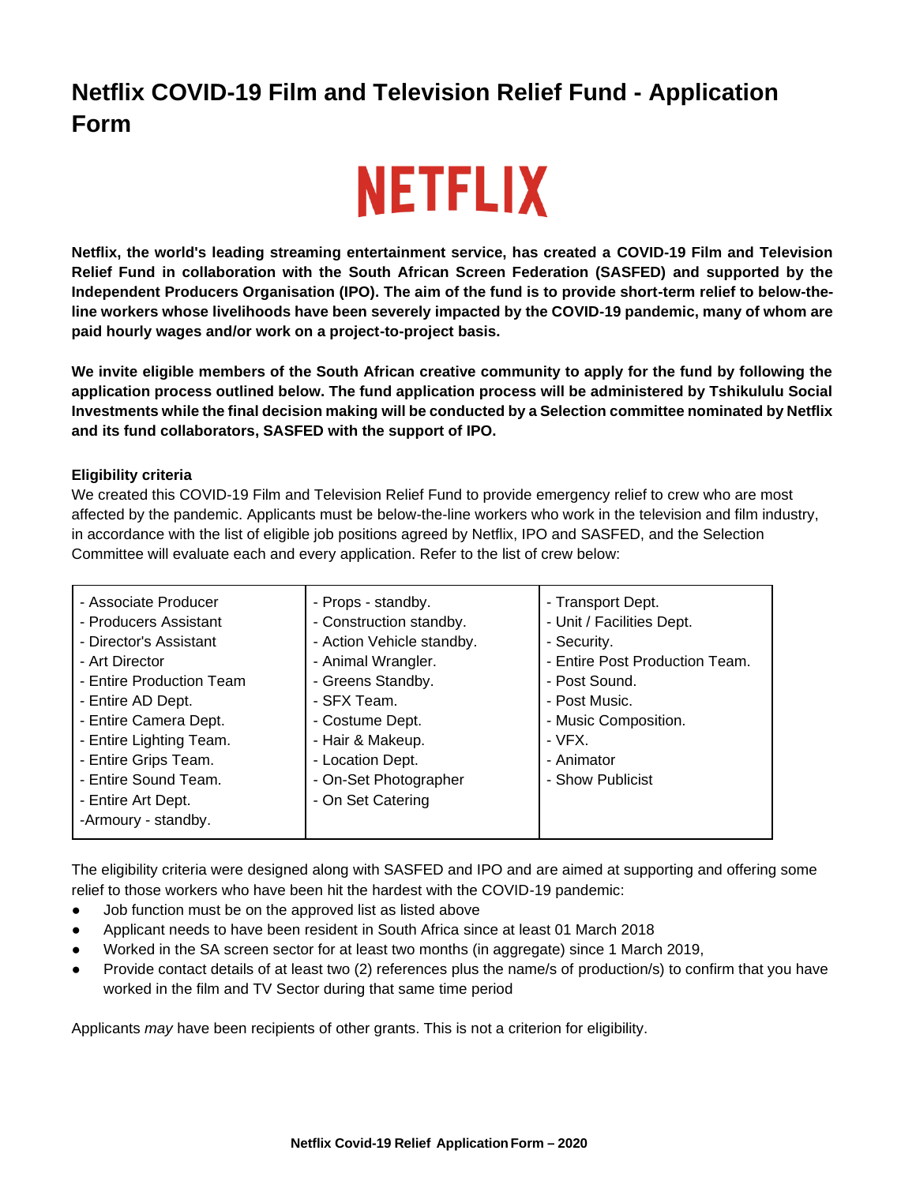# Netflix COVID-19 Film and Television Relief Fund - Application Form

NETFLIX

**Netflix, the world's leading streaming entertainment service, has created a COVID-19 Film and Television Relief Fund in collaboration with the South African Screen Federation (SASFED) and supported by the Independent Producers Organisation (IPO). The aim of the fund is to provide short-term relief to below-the-line workers whose livelihoods have been severely impacted by the COVID-19 pandemic, many of whom are paid hourly wages and/or work on a project-to-project basis.**

**We invite eligible members of the South African creative community to apply for the fund by following the application process outlined below. The fund application process will be administered by Tshikululu Social Investments while the final decision making will be conducted by a Selection committee nominated by Netflix and its fund collaborators, SASFED with the support of IPO.**

**Eligibility criteria**

We created this COVID-19 Film and Television Relief Fund to provide emergency relief to crew who are most affected by the pandemic. Applicants must be below-the-line workers who work in the television and film industry, in accordance with the list of eligible job positions agreed by Netflix, IPO and SASFED, and the Selection Committee will evaluate each and every application. Refer to the list of crew below:

| | | |
|---|---|---|
| - Associate Producer<br>- Producers Assistant<br>- Director's Assistant<br>- Art Director<br>- Entire Production Team<br>- Entire AD Dept.<br>- Entire Camera Dept.<br>- Entire Lighting Team.<br>- Entire Grips Team.<br>- Entire Sound Team.<br>- Entire Art Dept.<br>-Armoury - standby. | - Props - standby.<br>- Construction standby.<br>- Action Vehicle standby.<br>- Animal Wrangler.<br>- Greens Standby.<br>- SFX Team.<br>- Costume Dept.<br>- Hair & Makeup.<br>- Location Dept.<br>- On-Set Photographer<br>- On Set Catering | - Transport Dept.<br>- Unit / Facilities Dept.<br>- Security.<br>- Entire Post Production Team.<br>- Post Sound.<br>- Post Music.<br>- Music Composition.<br>- VFX.<br>- Animator<br>- Show Publicist |

The eligibility criteria were designed along with SASFED and IPO and are aimed at supporting and offering some relief to those workers who have been hit the hardest with the COVID-19 pandemic:

- Job function must be on the approved list as listed above
- Applicant needs to have been resident in South Africa since at least 01 March 2018
- Worked in the SA screen sector for at least two months (in aggregate) since 1 March 2019,
- Provide contact details of at least two (2) references plus the name/s of production/s) to confirm that you have worked in the film and TV Sector during that same time period

Applicants *may* have been recipients of other grants. This is not a criterion for eligibility.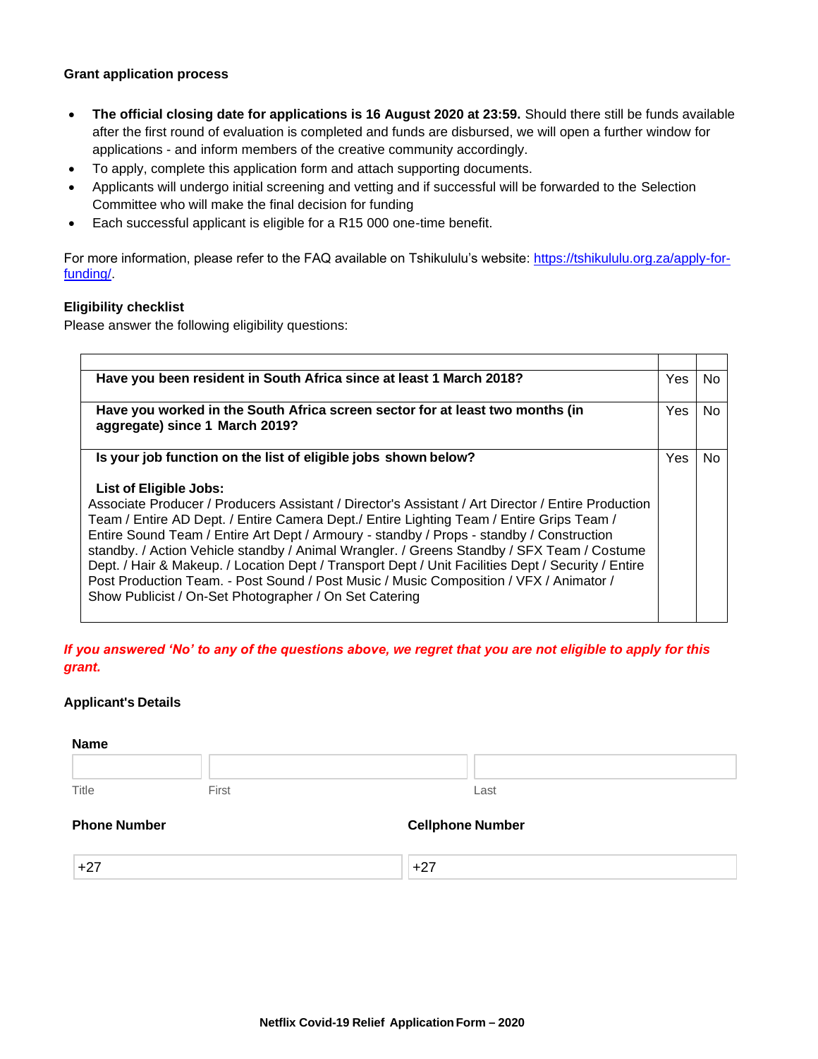**Grant application process**

- **The official closing date for applications is 16 August 2020 at 23:59.** Should there still be funds available after the first round of evaluation is completed and funds are disbursed, we will open a further window for applications - and inform members of the creative community accordingly.
- To apply, complete this application form and attach supporting documents.
- Applicants will undergo initial screening and vetting and if successful will be forwarded to the Selection Committee who will make the final decision for funding
- Each successful applicant is eligible for a R15 000 one-time benefit.

For more information, please refer to the FAQ available on Tshikululu's website: [https://tshikululu.org.za/apply-for-funding/](https://tshikululu.org.za/apply-for-funding/).

**Eligibility checklist**

Please answer the following eligibility questions:

| | | |
|---|---|---|
| **Have you been resident in South Africa since at least 1 March 2018?** | Yes | No |
| **Have you worked in the South Africa screen sector for at least two months (in aggregate) since 1 March 2019?** | Yes | No |
| **Is your job function on the list of eligible jobs shown below?**<br><br>**List of Eligible Jobs:**<br>Associate Producer / Producers Assistant / Director's Assistant / Art Director / Entire Production Team / Entire AD Dept. / Entire Camera Dept./ Entire Lighting Team / Entire Grips Team / Entire Sound Team / Entire Art Dept / Armoury - standby / Props - standby / Construction standby. / Action Vehicle standby / Animal Wrangler. / Greens Standby / SFX Team / Costume Dept. / Hair & Makeup. / Location Dept / Transport Dept / Unit Facilities Dept / Security / Entire Post Production Team. - Post Sound / Post Music / Music Composition / VFX / Animator / Show Publicist / On-Set Photographer / On Set Catering | Yes | No |

***If you answered 'No' to any of the questions above, we regret that you are not eligible to apply for this grant.***

**Applicant's Details**

**Name**

| Title | First | Last |
|---|---|---|
| | | |

| **Phone Number** | **Cellphone Number** |
|---|---|
| +27 | +27 |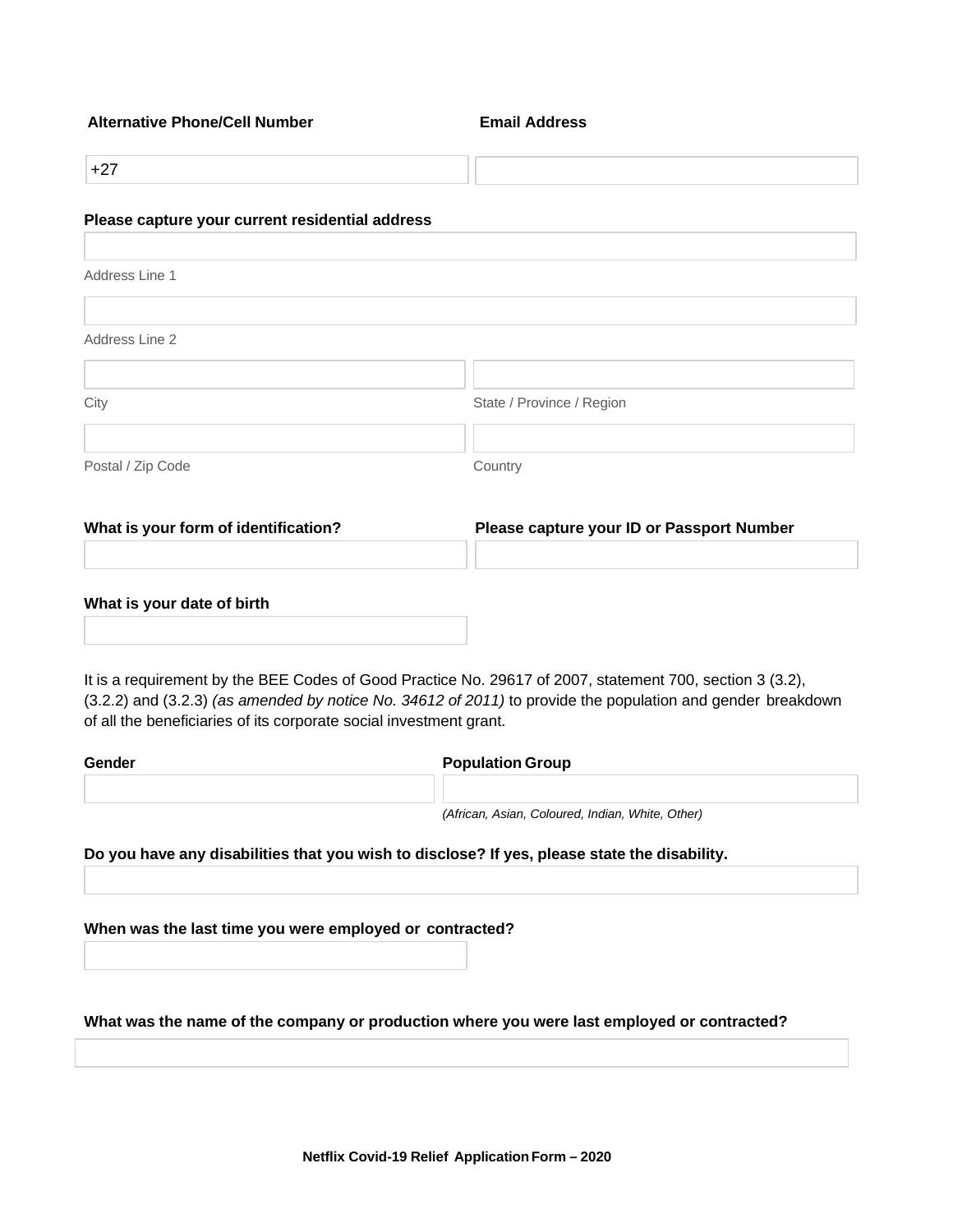**Alternative Phone/Cell Number**

+27

**Email Address**

**Please capture your current residential address**

Address Line 1

Address Line 2

City

State / Province / Region

Postal / Zip Code

Country

**What is your form of identification?**

**Please capture your ID or Passport Number**

**What is your date of birth**

It is a requirement by the BEE Codes of Good Practice No. 29617 of 2007, statement 700, section 3 (3.2), (3.2.2) and (3.2.3) *(as amended by notice No. 34612 of 2011)* to provide the population and gender breakdown of all the beneficiaries of its corporate social investment grant.

**Gender**

**Population Group**

*(African, Asian, Coloured, Indian, White, Other)*

**Do you have any disabilities that you wish to disclose? If yes, please state the disability.**

**When was the last time you were employed or contracted?**

**What was the name of the company or production where you were last employed or contracted?**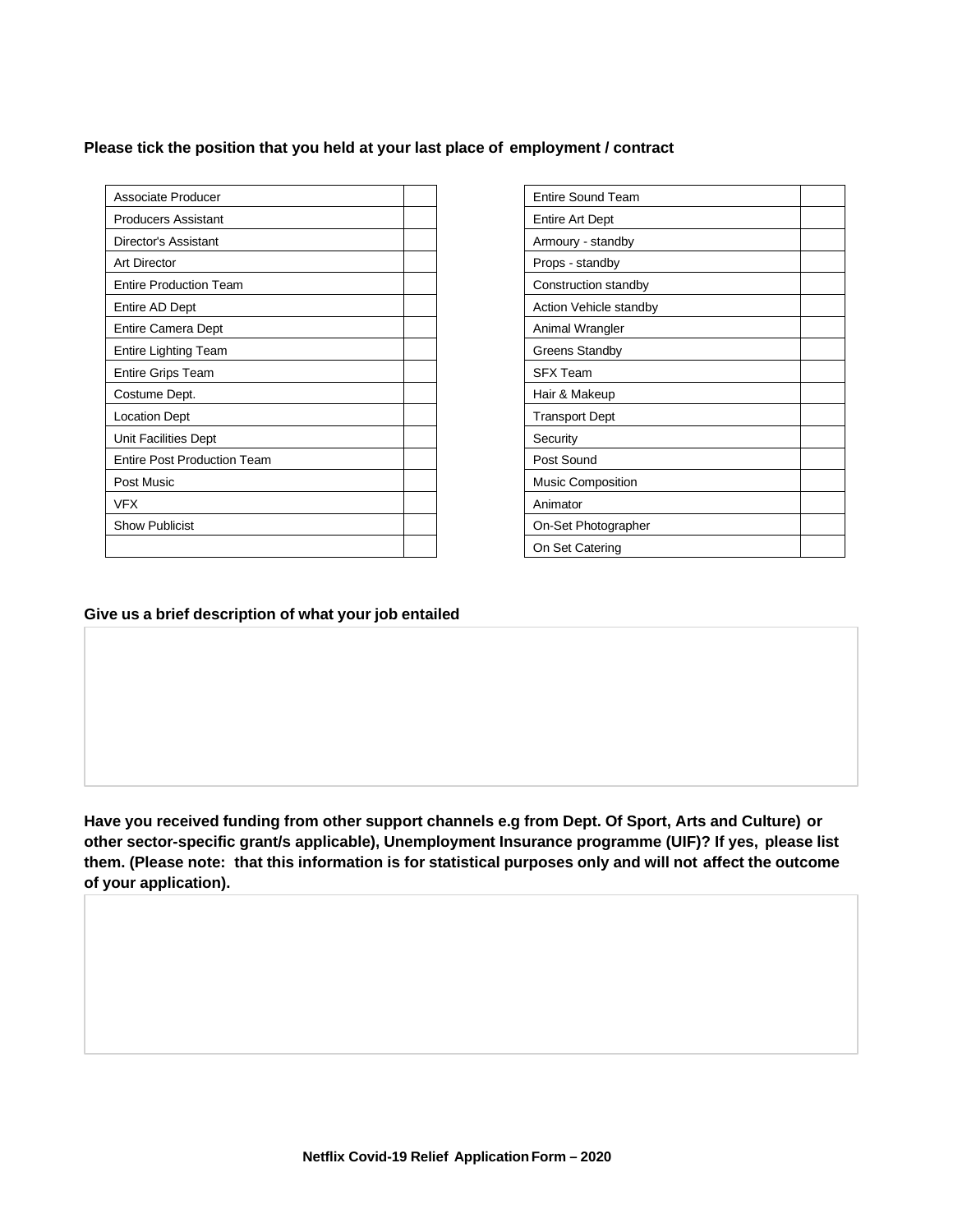**Please tick the position that you held at your last place of employment / contract**

| Position | Tick |
|---|---|
| Associate Producer | |
| Producers Assistant | |
| Director's Assistant | |
| Art Director | |
| Entire Production Team | |
| Entire AD Dept | |
| Entire Camera Dept | |
| Entire Lighting Team | |
| Entire Grips Team | |
| Costume Dept. | |
| Location Dept | |
| Unit Facilities Dept | |
| Entire Post Production Team | |
| Post Music | |
| VFX | |
| Show Publicist | |
| | |

| Position | Tick |
|---|---|
| Entire Sound Team | |
| Entire Art Dept | |
| Armoury - standby | |
| Props - standby | |
| Construction standby | |
| Action Vehicle standby | |
| Animal Wrangler | |
| Greens Standby | |
| SFX Team | |
| Hair & Makeup | |
| Transport Dept | |
| Security | |
| Post Sound | |
| Music Composition | |
| Animator | |
| On-Set Photographer | |
| On Set Catering | |

**Give us a brief description of what your job entailed**

**Have you received funding from other support channels e.g from Dept. Of Sport, Arts and Culture) or other sector-specific grant/s applicable), Unemployment Insurance programme (UIF)? If yes, please list them. (Please note: that this information is for statistical purposes only and will not affect the outcome of your application).**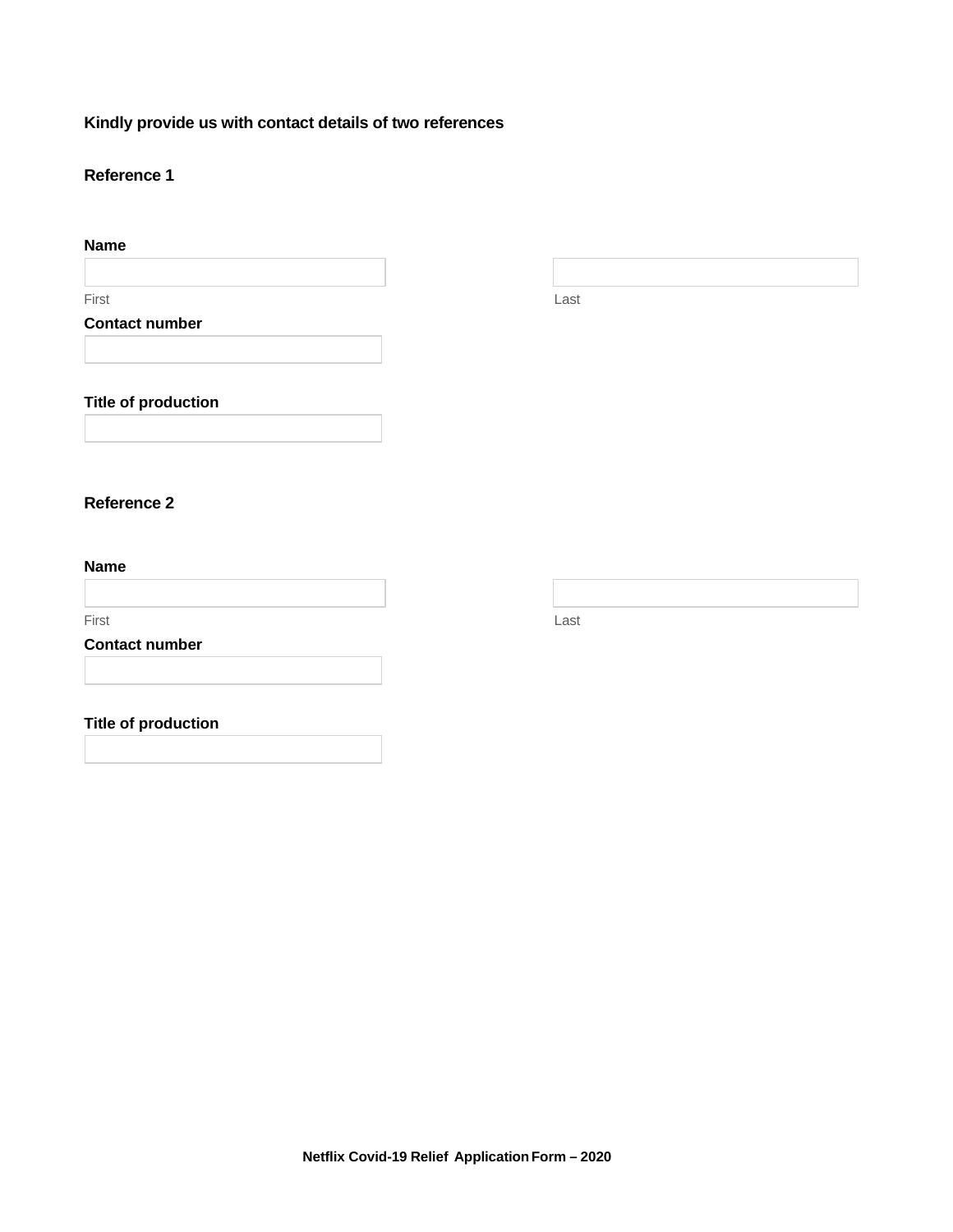**Kindly provide us with contact details of two references**

**Reference 1**

**Name**

First

Last

**Contact number**

**Title of production**

**Reference 2**

**Name**

First

Last

**Contact number**

**Title of production**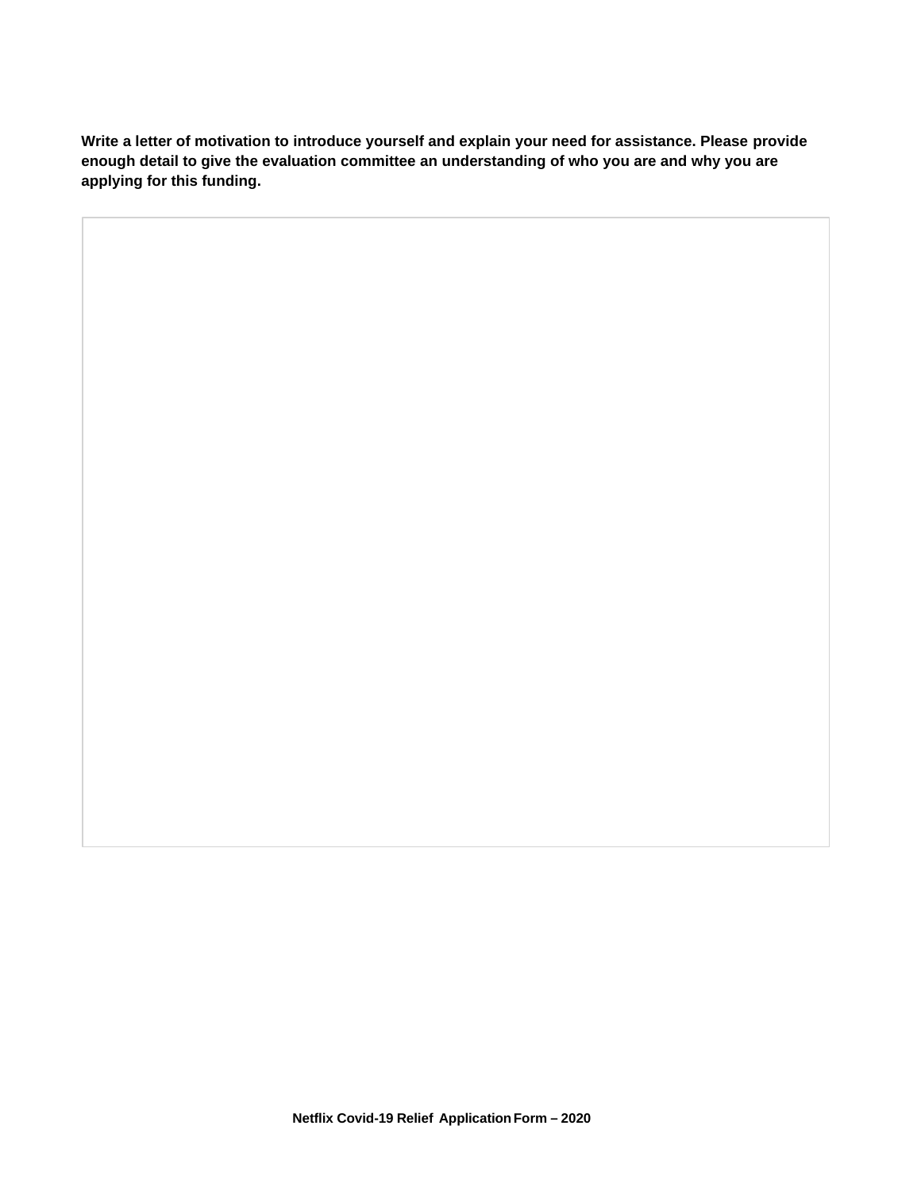**Write a letter of motivation to introduce yourself and explain your need for assistance. Please provide enough detail to give the evaluation committee an understanding of who you are and why you are applying for this funding.**

| |
|---|
| |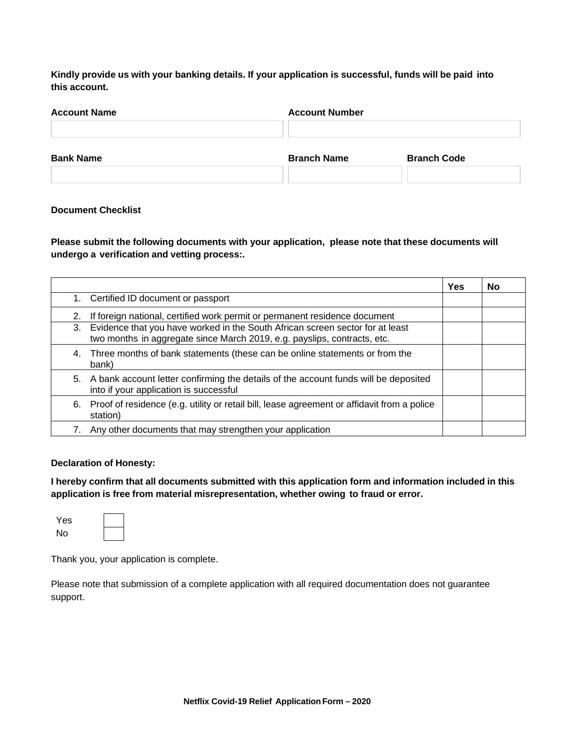**Kindly provide us with your banking details. If your application is successful, funds will be paid into this account.**

| **Account Name** | **Account Number** | |
|---|---|---|
| | | |
| **Bank Name** | **Branch Name** | **Branch Code** |
| | | |

**Document Checklist**

**Please submit the following documents with your application, please note that these documents will undergo a verification and vetting process:.**

| | **Yes** | **No** |
|---|---|---|
| 1. Certified ID document or passport | | |
| 2. If foreign national, certified work permit or permanent residence document | | |
| 3. Evidence that you have worked in the South African screen sector for at least two months in aggregate since March 2019, e.g. payslips, contracts, etc. | | |
| 4. Three months of bank statements (these can be online statements or from the bank) | | |
| 5. A bank account letter confirming the details of the account funds will be deposited into if your application is successful | | |
| 6. Proof of residence (e.g. utility or retail bill, lease agreement or affidavit from a police station) | | |
| 7. Any other documents that may strengthen your application | | |

**Declaration of Honesty:**

**I hereby confirm that all documents submitted with this application form and information included in this application is free from material misrepresentation, whether owing to fraud or error.**

| | |
|---|---|
| Yes | |
| No | |

Thank you, your application is complete.

Please note that submission of a complete application with all required documentation does not guarantee support.